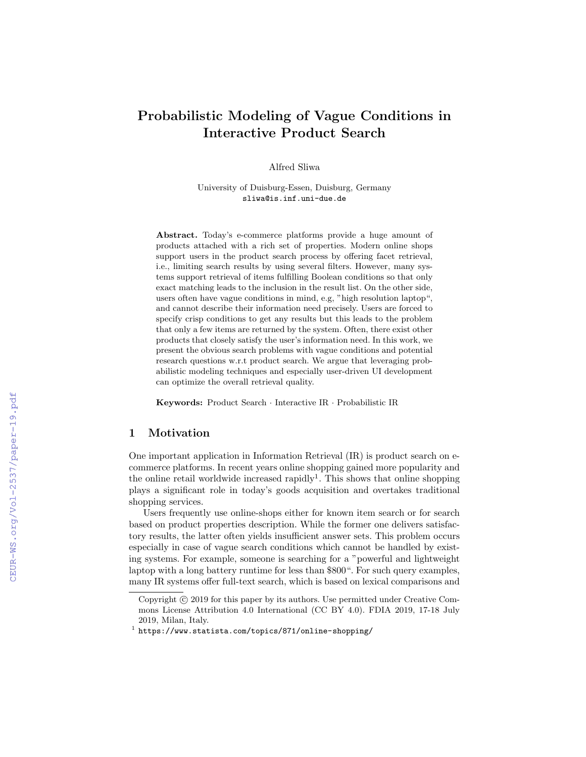# Probabilistic Modeling of Vague Conditions in Interactive Product Search

Alfred Sliwa

University of Duisburg-Essen, Duisburg, Germany
sliwa@is.inf.uni-due.de

**Abstract.** Today's e-commerce platforms provide a huge amount of products attached with a rich set of properties. Modern online shops support users in the product search process by offering facet retrieval, i.e., limiting search results by using several filters. However, many systems support retrieval of items fulfilling Boolean conditions so that only exact matching leads to the inclusion in the result list. On the other side, users often have vague conditions in mind, e.g, "high resolution laptop", and cannot describe their information need precisely. Users are forced to specify crisp conditions to get any results but this leads to the problem that only a few items are returned by the system. Often, there exist other products that closely satisfy the user's information need. In this work, we present the obvious search problems with vague conditions and potential research questions w.r.t product search. We argue that leveraging probabilistic modeling techniques and especially user-driven UI development can optimize the overall retrieval quality.

**Keywords:** Product Search · Interactive IR · Probabilistic IR

## 1 Motivation

One important application in Information Retrieval (IR) is product search on e-commerce platforms. In recent years online shopping gained more popularity and the online retail worldwide increased rapidly[1]. This shows that online shopping plays a significant role in today's goods acquisition and overtakes traditional shopping services.

Users frequently use online-shops either for known item search or for search based on product properties description. While the former one delivers satisfactory results, the latter often yields insufficient answer sets. This problem occurs especially in case of vague search conditions which cannot be handled by existing systems. For example, someone is searching for a "powerful and lightweight laptop with a long battery runtime for less than $800". For such query examples, many IR systems offer full-text search, which is based on lexical comparisons and

Copyright © 2019 for this paper by its authors. Use permitted under Creative Commons License Attribution 4.0 International (CC BY 4.0). FDIA 2019, 17-18 July 2019, Milan, Italy.

[1] https://www.statista.com/topics/871/online-shopping/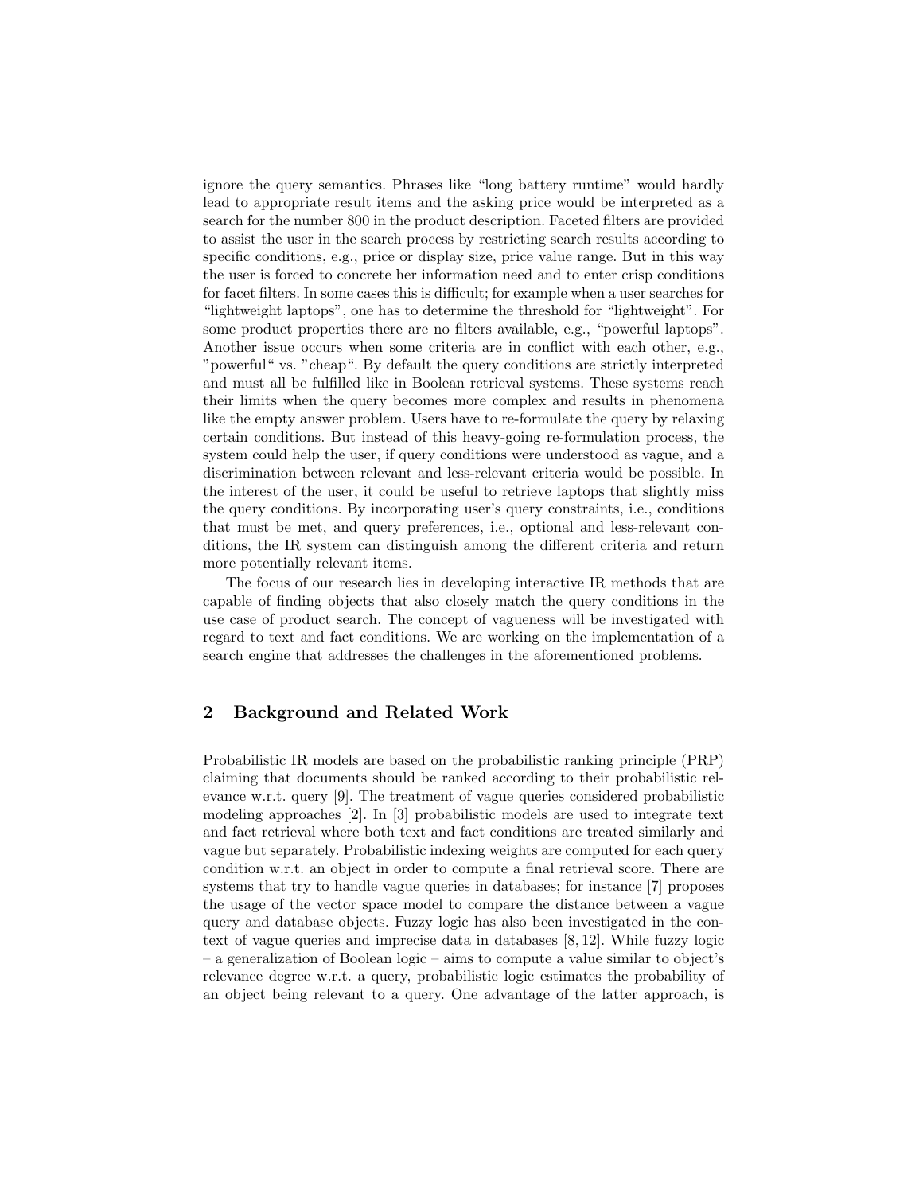ignore the query semantics. Phrases like “long battery runtime” would hardly lead to appropriate result items and the asking price would be interpreted as a search for the number 800 in the product description. Faceted filters are provided to assist the user in the search process by restricting search results according to specific conditions, e.g., price or display size, price value range. But in this way the user is forced to concrete her information need and to enter crisp conditions for facet filters. In some cases this is difficult; for example when a user searches for “lightweight laptops”, one has to determine the threshold for “lightweight”. For some product properties there are no filters available, e.g., “powerful laptops”. Another issue occurs when some criteria are in conflict with each other, e.g., "powerful“ vs. "cheap“. By default the query conditions are strictly interpreted and must all be fulfilled like in Boolean retrieval systems. These systems reach their limits when the query becomes more complex and results in phenomena like the empty answer problem. Users have to re-formulate the query by relaxing certain conditions. But instead of this heavy-going re-formulation process, the system could help the user, if query conditions were understood as vague, and a discrimination between relevant and less-relevant criteria would be possible. In the interest of the user, it could be useful to retrieve laptops that slightly miss the query conditions. By incorporating user's query constraints, i.e., conditions that must be met, and query preferences, i.e., optional and less-relevant conditions, the IR system can distinguish among the different criteria and return more potentially relevant items.

The focus of our research lies in developing interactive IR methods that are capable of finding objects that also closely match the query conditions in the use case of product search. The concept of vagueness will be investigated with regard to text and fact conditions. We are working on the implementation of a search engine that addresses the challenges in the aforementioned problems.

## 2 Background and Related Work

Probabilistic IR models are based on the probabilistic ranking principle (PRP) claiming that documents should be ranked according to their probabilistic relevance w.r.t. query [9]. The treatment of vague queries considered probabilistic modeling approaches [2]. In [3] probabilistic models are used to integrate text and fact retrieval where both text and fact conditions are treated similarly and vague but separately. Probabilistic indexing weights are computed for each query condition w.r.t. an object in order to compute a final retrieval score. There are systems that try to handle vague queries in databases; for instance [7] proposes the usage of the vector space model to compare the distance between a vague query and database objects. Fuzzy logic has also been investigated in the context of vague queries and imprecise data in databases [8, 12]. While fuzzy logic – a generalization of Boolean logic – aims to compute a value similar to object's relevance degree w.r.t. a query, probabilistic logic estimates the probability of an object being relevant to a query. One advantage of the latter approach, is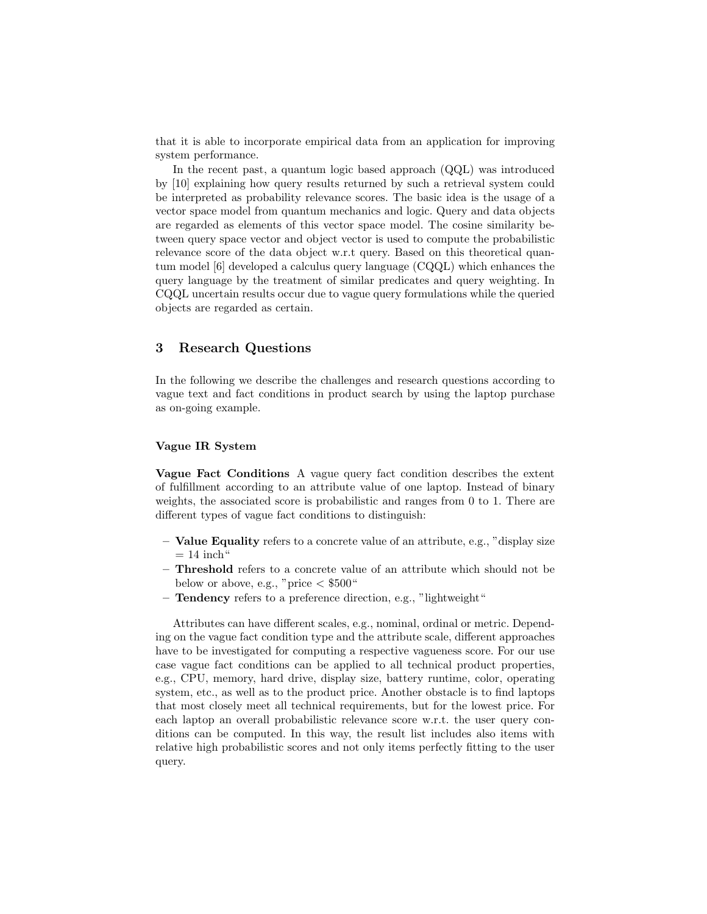that it is able to incorporate empirical data from an application for improving system performance.

In the recent past, a quantum logic based approach (QQL) was introduced by [10] explaining how query results returned by such a retrieval system could be interpreted as probability relevance scores. The basic idea is the usage of a vector space model from quantum mechanics and logic. Query and data objects are regarded as elements of this vector space model. The cosine similarity between query space vector and object vector is used to compute the probabilistic relevance score of the data object w.r.t query. Based on this theoretical quantum model [6] developed a calculus query language (CQQL) which enhances the query language by the treatment of similar predicates and query weighting. In CQQL uncertain results occur due to vague query formulations while the queried objects are regarded as certain.

## 3 Research Questions

In the following we describe the challenges and research questions according to vague text and fact conditions in product search by using the laptop purchase as on-going example.

#### Vague IR System

**Vague Fact Conditions** A vague query fact condition describes the extent of fulfillment according to an attribute value of one laptop. Instead of binary weights, the associated score is probabilistic and ranges from 0 to 1. There are different types of vague fact conditions to distinguish:

– **Value Equality** refers to a concrete value of an attribute, e.g., "display size = 14 inch"
– **Threshold** refers to a concrete value of an attribute which should not be below or above, e.g., "price < $500"
– **Tendency** refers to a preference direction, e.g., "lightweight"

Attributes can have different scales, e.g., nominal, ordinal or metric. Depending on the vague fact condition type and the attribute scale, different approaches have to be investigated for computing a respective vagueness score. For our use case vague fact conditions can be applied to all technical product properties, e.g., CPU, memory, hard drive, display size, battery runtime, color, operating system, etc., as well as to the product price. Another obstacle is to find laptops that most closely meet all technical requirements, but for the lowest price. For each laptop an overall probabilistic relevance score w.r.t. the user query conditions can be computed. In this way, the result list includes also items with relative high probabilistic scores and not only items perfectly fitting to the user query.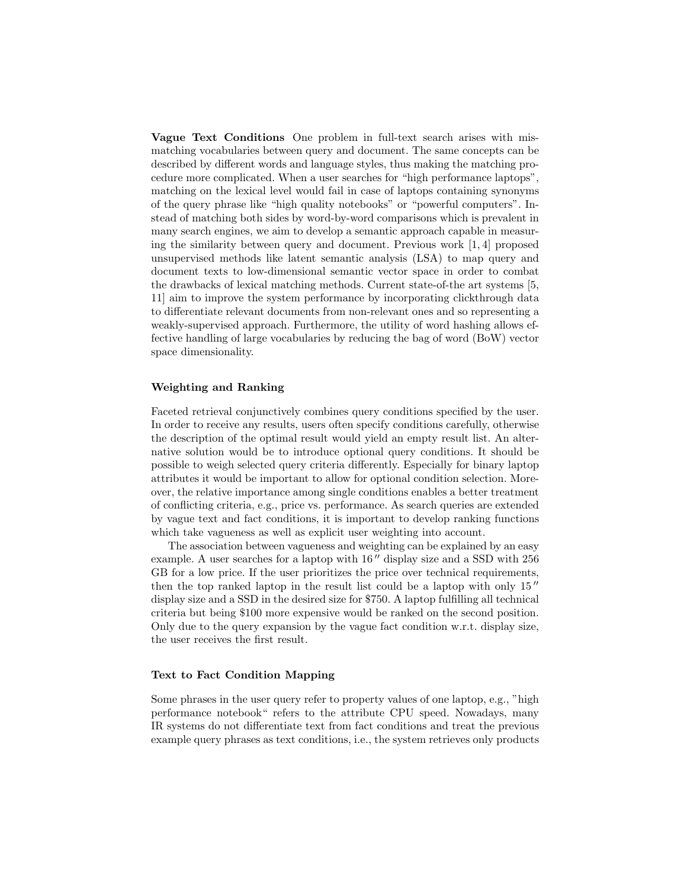**Vague Text Conditions** One problem in full-text search arises with mismatching vocabularies between query and document. The same concepts can be described by different words and language styles, thus making the matching procedure more complicated. When a user searches for "high performance laptops", matching on the lexical level would fail in case of laptops containing synonyms of the query phrase like "high quality notebooks" or "powerful computers". Instead of matching both sides by word-by-word comparisons which is prevalent in many search engines, we aim to develop a semantic approach capable in measuring the similarity between query and document. Previous work [1, 4] proposed unsupervised methods like latent semantic analysis (LSA) to map query and document texts to low-dimensional semantic vector space in order to combat the drawbacks of lexical matching methods. Current state-of-the art systems [5, 11] aim to improve the system performance by incorporating clickthrough data to differentiate relevant documents from non-relevant ones and so representing a weakly-supervised approach. Furthermore, the utility of word hashing allows effective handling of large vocabularies by reducing the bag of word (BoW) vector space dimensionality.

### Weighting and Ranking

Faceted retrieval conjunctively combines query conditions specified by the user. In order to receive any results, users often specify conditions carefully, otherwise the description of the optimal result would yield an empty result list. An alternative solution would be to introduce optional query conditions. It should be possible to weigh selected query criteria differently. Especially for binary laptop attributes it would be important to allow for optional condition selection. Moreover, the relative importance among single conditions enables a better treatment of conflicting criteria, e.g., price vs. performance. As search queries are extended by vague text and fact conditions, it is important to develop ranking functions which take vagueness as well as explicit user weighting into account.

The association between vagueness and weighting can be explained by an easy example. A user searches for a laptop with 16″ display size and a SSD with 256 GB for a low price. If the user prioritizes the price over technical requirements, then the top ranked laptop in the result list could be a laptop with only 15″ display size and a SSD in the desired size for $750. A laptop fulfilling all technical criteria but being $100 more expensive would be ranked on the second position. Only due to the query expansion by the vague fact condition w.r.t. display size, the user receives the first result.

### Text to Fact Condition Mapping

Some phrases in the user query refer to property values of one laptop, e.g., "high performance notebook" refers to the attribute CPU speed. Nowadays, many IR systems do not differentiate text from fact conditions and treat the previous example query phrases as text conditions, i.e., the system retrieves only products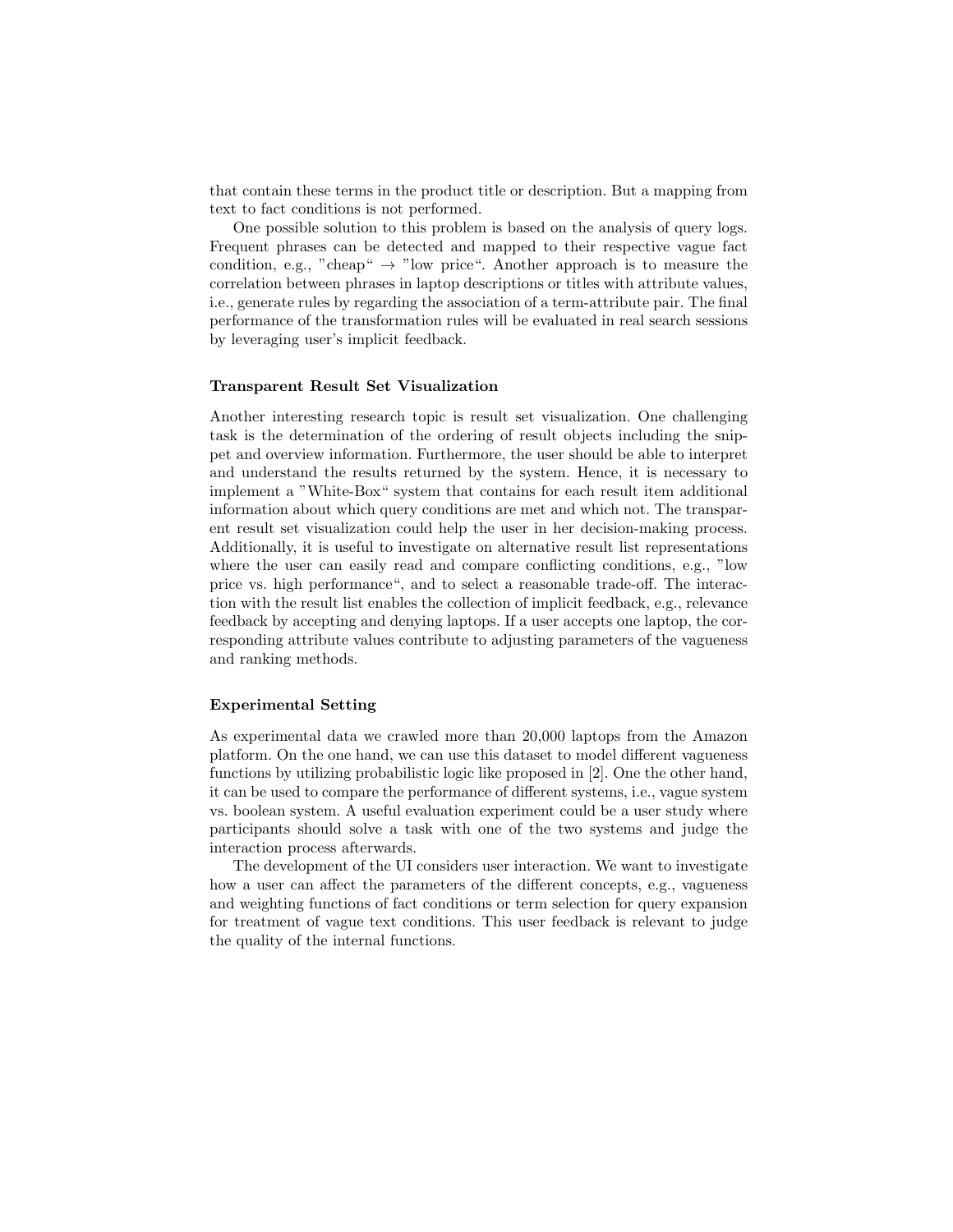that contain these terms in the product title or description. But a mapping from text to fact conditions is not performed.

One possible solution to this problem is based on the analysis of query logs. Frequent phrases can be detected and mapped to their respective vague fact condition, e.g., "cheap" → "low price". Another approach is to measure the correlation between phrases in laptop descriptions or titles with attribute values, i.e., generate rules by regarding the association of a term-attribute pair. The final performance of the transformation rules will be evaluated in real search sessions by leveraging user's implicit feedback.

**Transparent Result Set Visualization**

Another interesting research topic is result set visualization. One challenging task is the determination of the ordering of result objects including the snippet and overview information. Furthermore, the user should be able to interpret and understand the results returned by the system. Hence, it is necessary to implement a "White-Box" system that contains for each result item additional information about which query conditions are met and which not. The transparent result set visualization could help the user in her decision-making process. Additionally, it is useful to investigate on alternative result list representations where the user can easily read and compare conflicting conditions, e.g., "low price vs. high performance", and to select a reasonable trade-off. The interaction with the result list enables the collection of implicit feedback, e.g., relevance feedback by accepting and denying laptops. If a user accepts one laptop, the corresponding attribute values contribute to adjusting parameters of the vagueness and ranking methods.

**Experimental Setting**

As experimental data we crawled more than 20,000 laptops from the Amazon platform. On the one hand, we can use this dataset to model different vagueness functions by utilizing probabilistic logic like proposed in [2]. One the other hand, it can be used to compare the performance of different systems, i.e., vague system vs. boolean system. A useful evaluation experiment could be a user study where participants should solve a task with one of the two systems and judge the interaction process afterwards.

The development of the UI considers user interaction. We want to investigate how a user can affect the parameters of the different concepts, e.g., vagueness and weighting functions of fact conditions or term selection for query expansion for treatment of vague text conditions. This user feedback is relevant to judge the quality of the internal functions.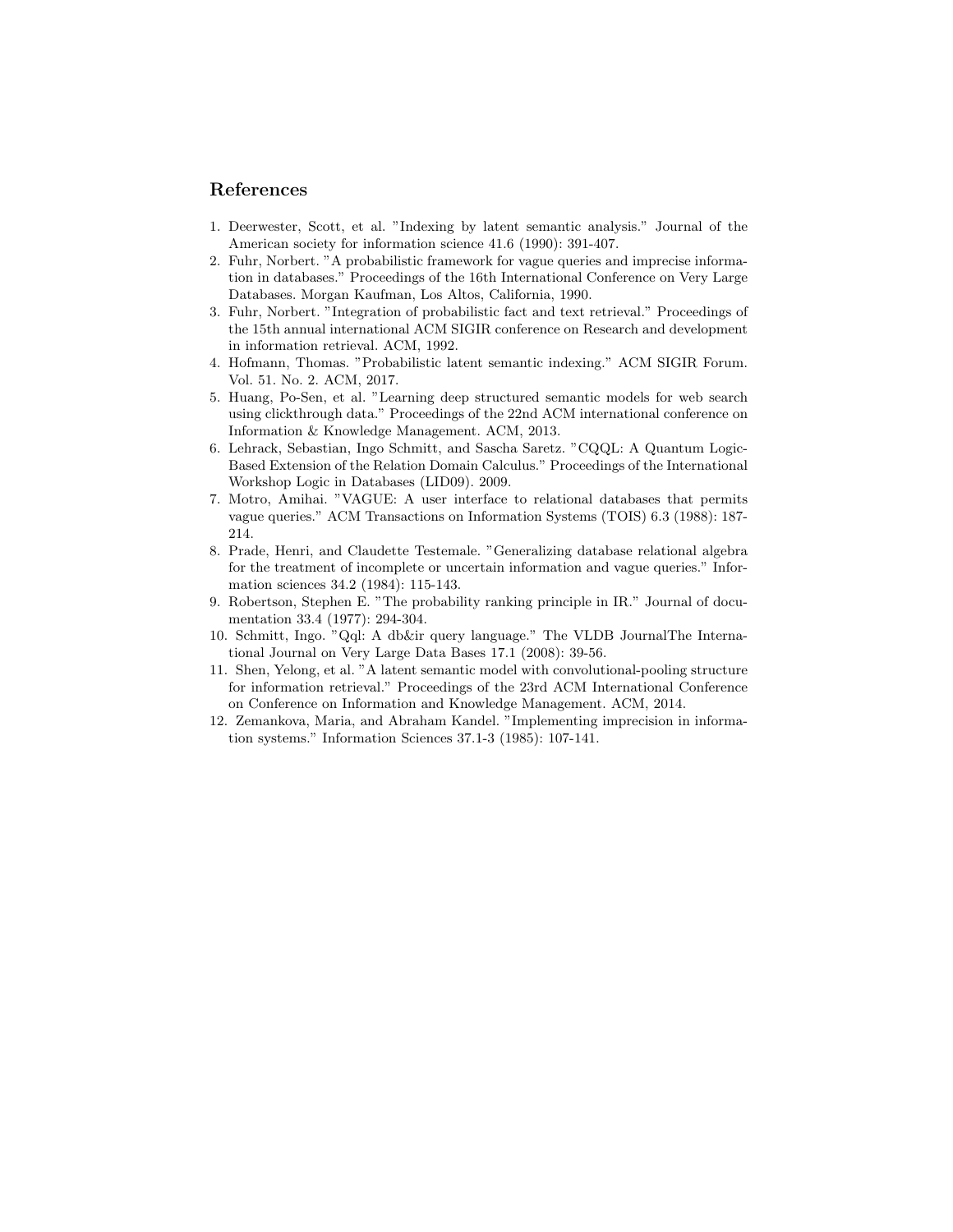## References

1. Deerwester, Scott, et al. "Indexing by latent semantic analysis." Journal of the American society for information science 41.6 (1990): 391-407.
2. Fuhr, Norbert. "A probabilistic framework for vague queries and imprecise information in databases." Proceedings of the 16th International Conference on Very Large Databases. Morgan Kaufman, Los Altos, California, 1990.
3. Fuhr, Norbert. "Integration of probabilistic fact and text retrieval." Proceedings of the 15th annual international ACM SIGIR conference on Research and development in information retrieval. ACM, 1992.
4. Hofmann, Thomas. "Probabilistic latent semantic indexing." ACM SIGIR Forum. Vol. 51. No. 2. ACM, 2017.
5. Huang, Po-Sen, et al. "Learning deep structured semantic models for web search using clickthrough data." Proceedings of the 22nd ACM international conference on Information & Knowledge Management. ACM, 2013.
6. Lehrack, Sebastian, Ingo Schmitt, and Sascha Saretz. "CQQL: A Quantum Logic-Based Extension of the Relation Domain Calculus." Proceedings of the International Workshop Logic in Databases (LID09). 2009.
7. Motro, Amihai. "VAGUE: A user interface to relational databases that permits vague queries." ACM Transactions on Information Systems (TOIS) 6.3 (1988): 187-214.
8. Prade, Henri, and Claudette Testemale. "Generalizing database relational algebra for the treatment of incomplete or uncertain information and vague queries." Information sciences 34.2 (1984): 115-143.
9. Robertson, Stephen E. "The probability ranking principle in IR." Journal of documentation 33.4 (1977): 294-304.
10. Schmitt, Ingo. "Qql: A db&ir query language." The VLDB JournalThe International Journal on Very Large Data Bases 17.1 (2008): 39-56.
11. Shen, Yelong, et al. "A latent semantic model with convolutional-pooling structure for information retrieval." Proceedings of the 23rd ACM International Conference on Conference on Information and Knowledge Management. ACM, 2014.
12. Zemankova, Maria, and Abraham Kandel. "Implementing imprecision in information systems." Information Sciences 37.1-3 (1985): 107-141.